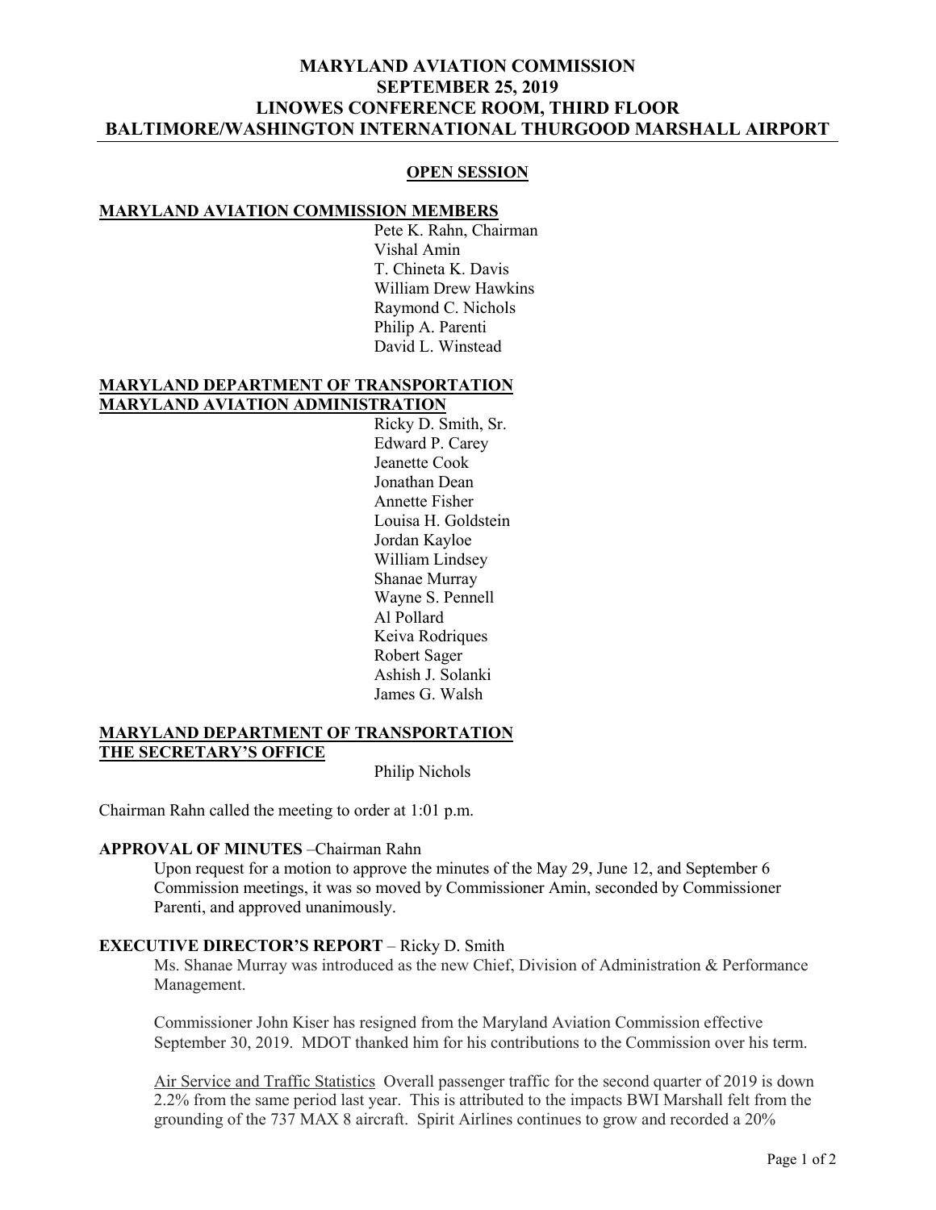# MARYLAND AVIATION COMMISSION
# SEPTEMBER 25, 2019
# LINOWES CONFERENCE ROOM, THIRD FLOOR
# BALTIMORE/WASHINGTON INTERNATIONAL THURGOOD MARSHALL AIRPORT

## OPEN SESSION

**MARYLAND AVIATION COMMISSION MEMBERS**

Pete K. Rahn, Chairman
Vishal Amin
T. Chineta K. Davis
William Drew Hawkins
Raymond C. Nichols
Philip A. Parenti
David L. Winstead

**MARYLAND DEPARTMENT OF TRANSPORTATION**
**MARYLAND AVIATION ADMINISTRATION**

Ricky D. Smith, Sr.
Edward P. Carey
Jeanette Cook
Jonathan Dean
Annette Fisher
Louisa H. Goldstein
Jordan Kayloe
William Lindsey
Shanae Murray
Wayne S. Pennell
Al Pollard
Keiva Rodriques
Robert Sager
Ashish J. Solanki
James G. Walsh

**MARYLAND DEPARTMENT OF TRANSPORTATION**
**THE SECRETARY'S OFFICE**

Philip Nichols

Chairman Rahn called the meeting to order at 1:01 p.m.

**APPROVAL OF MINUTES** –Chairman Rahn

Upon request for a motion to approve the minutes of the May 29, June 12, and September 6 Commission meetings, it was so moved by Commissioner Amin, seconded by Commissioner Parenti, and approved unanimously.

**EXECUTIVE DIRECTOR'S REPORT** – Ricky D. Smith

Ms. Shanae Murray was introduced as the new Chief, Division of Administration & Performance Management.

Commissioner John Kiser has resigned from the Maryland Aviation Commission effective September 30, 2019. MDOT thanked him for his contributions to the Commission over his term.

Air Service and Traffic Statistics Overall passenger traffic for the second quarter of 2019 is down 2.2% from the same period last year. This is attributed to the impacts BWI Marshall felt from the grounding of the 737 MAX 8 aircraft. Spirit Airlines continues to grow and recorded a 20%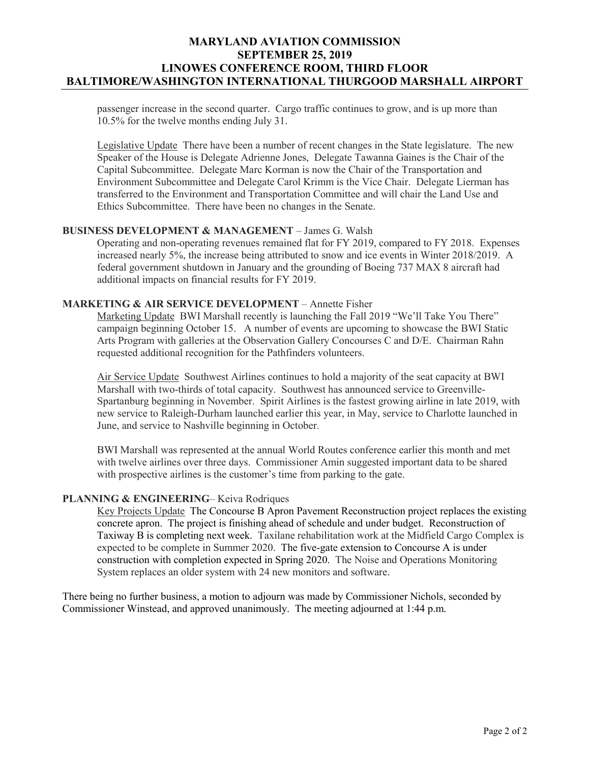passenger increase in the second quarter. Cargo traffic continues to grow, and is up more than 10.5% for the twelve months ending July 31.

Legislative Update There have been a number of recent changes in the State legislature. The new Speaker of the House is Delegate Adrienne Jones, Delegate Tawanna Gaines is the Chair of the Capital Subcommittee. Delegate Marc Korman is now the Chair of the Transportation and Environment Subcommittee and Delegate Carol Krimm is the Vice Chair. Delegate Lierman has transferred to the Environment and Transportation Committee and will chair the Land Use and Ethics Subcommittee. There have been no changes in the Senate.

**BUSINESS DEVELOPMENT & MANAGEMENT** – James G. Walsh

Operating and non-operating revenues remained flat for FY 2019, compared to FY 2018. Expenses increased nearly 5%, the increase being attributed to snow and ice events in Winter 2018/2019. A federal government shutdown in January and the grounding of Boeing 737 MAX 8 aircraft had additional impacts on financial results for FY 2019.

**MARKETING & AIR SERVICE DEVELOPMENT** – Annette Fisher

Marketing Update BWI Marshall recently is launching the Fall 2019 "We'll Take You There" campaign beginning October 15. A number of events are upcoming to showcase the BWI Static Arts Program with galleries at the Observation Gallery Concourses C and D/E. Chairman Rahn requested additional recognition for the Pathfinders volunteers.

Air Service Update Southwest Airlines continues to hold a majority of the seat capacity at BWI Marshall with two-thirds of total capacity. Southwest has announced service to Greenville-Spartanburg beginning in November. Spirit Airlines is the fastest growing airline in late 2019, with new service to Raleigh-Durham launched earlier this year, in May, service to Charlotte launched in June, and service to Nashville beginning in October.

BWI Marshall was represented at the annual World Routes conference earlier this month and met with twelve airlines over three days. Commissioner Amin suggested important data to be shared with prospective airlines is the customer's time from parking to the gate.

**PLANNING & ENGINEERING**– Keiva Rodriques

Key Projects Update The Concourse B Apron Pavement Reconstruction project replaces the existing concrete apron. The project is finishing ahead of schedule and under budget. Reconstruction of Taxiway B is completing next week. Taxilane rehabilitation work at the Midfield Cargo Complex is expected to be complete in Summer 2020. The five-gate extension to Concourse A is under construction with completion expected in Spring 2020. The Noise and Operations Monitoring System replaces an older system with 24 new monitors and software.

There being no further business, a motion to adjourn was made by Commissioner Nichols, seconded by Commissioner Winstead, and approved unanimously. The meeting adjourned at 1:44 p.m.